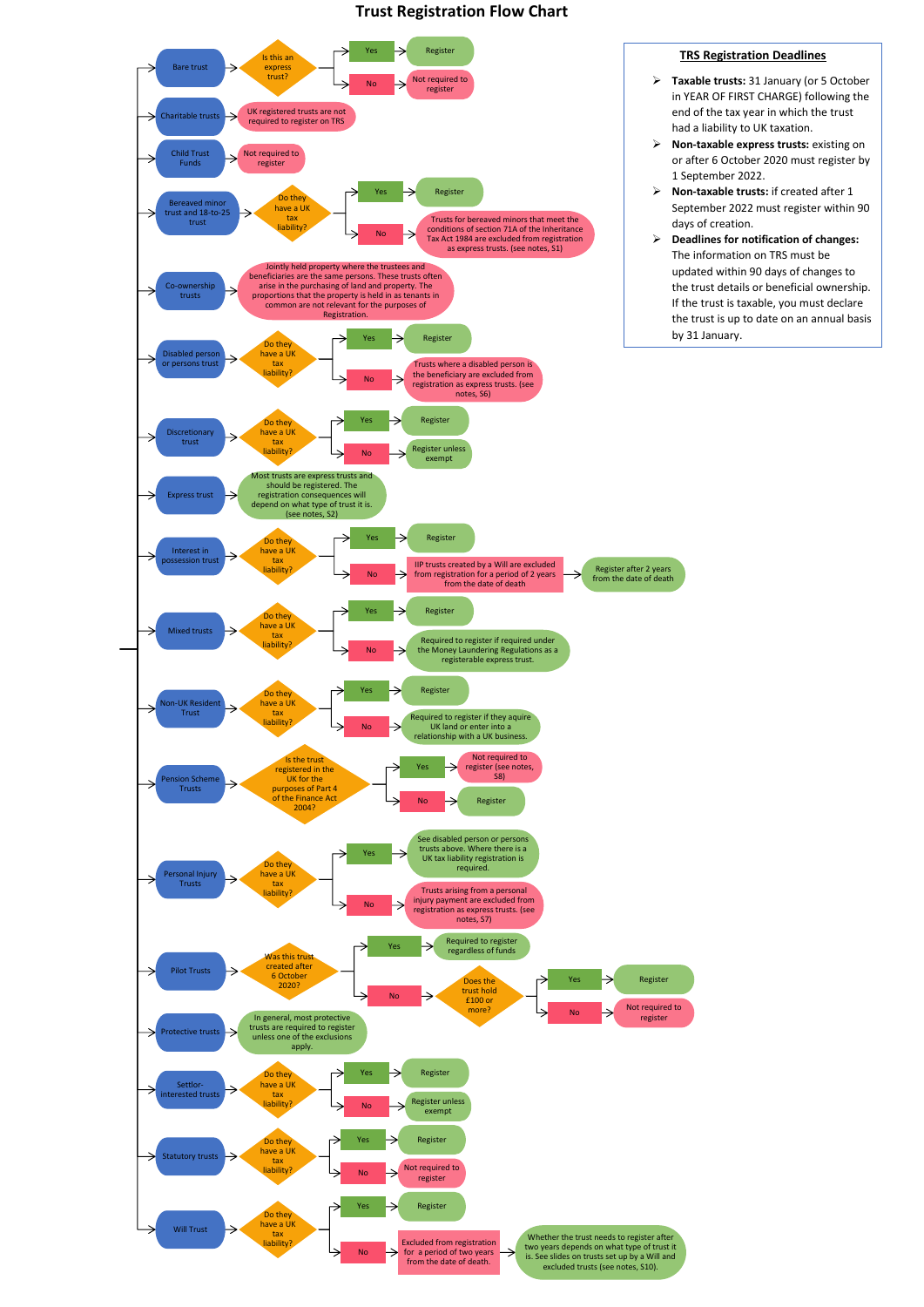# Trust Registration Flow Chart

- **Bare trust** → Is this an express trust?
  - Yes → Register
  - No → Not required to register
- **Charitable trusts** → UK registered trusts are not required to register on TRS
- **Child Trust Funds** → Not required to register
- **Bereaved minor trust and 18-to-25 trust** → Do they have a UK tax liability?
  - Yes → Register
  - No → Trusts for bereaved minors that meet the conditions of section 71A of the Inheritance Tax Act 1984 are excluded from registration as express trusts. (see notes, S1)
- **Co-ownership trusts** → Jointly held property where the trustees and beneficiaries are the same persons. These trusts often arise in the purchasing of land and property. The proportions that the property is held in as tenants in common are not relevant for the purposes of Registration.
- **Disabled person or persons trust** → Do they have a UK tax liability?
  - Yes → Register
  - No → Trusts where a disabled person is the beneficiary are excluded from registration as express trusts. (see notes, S6)
- **Discretionary trust** → Do they have a UK tax liability?
  - Yes → Register
  - No → Register unless exempt
- **Express trust** → Most trusts are express trusts and should be registered. The registration consequences will depend on what type of trust it is. (see notes, S2)
- **Interest in possession trust** → Do they have a UK tax liability?
  - Yes → Register
  - No → IIP trusts created by a Will are excluded from registration for a period of 2 years from the date of death → Register after 2 years from the date of death
- **Mixed trusts** → Do they have a UK tax liability?
  - Yes → Register
  - No → Required to register if required under the Money Laundering Regulations as a registerable express trust.
- **Non-UK Resident Trust** → Do they have a UK tax liability?
  - Yes → Register
  - No → Required to register if they aquire UK land or enter into a relationship with a UK business.
- **Pension Scheme Trusts** → Is the trust registered in the UK for the purposes of Part 4 of the Finance Act 2004?
  - Yes → Not required to register (see notes, S8)
  - No → Register
- **Personal Injury Trusts** → Do they have a UK tax liability?
  - Yes → See disabled person or persons trusts above. Where there is a UK tax liability registration is required.
  - No → Trusts arising from a personal injury payment are excluded from registration as express trusts. (see notes, S7)
- **Pilot Trusts** → Was this trust created after 6 October 2020?
  - Yes → Required to register regardless of funds
  - No → Does the trust hold £100 or more?
    - Yes → Register
    - No → Not required to register
- **Protective trusts** → In general, most protective trusts are required to register unless one of the exclusions apply.
- **Settlor-interested trusts** → Do they have a UK tax liability?
  - Yes → Register
  - No → Register unless exempt
- **Statutory trusts** → Do they have a UK tax liability?
  - Yes → Register
  - No → Not required to register
- **Will Trust** → Do they have a UK tax liability?
  - Yes → Register
  - No → Excluded from registration for a period of two years from the date of death. → Whether the trust needs to register after two years depends on what type of trust it is. See slides on trusts set up by a Will and excluded trusts (see notes, S10).

## TRS Registration Deadlines

- **Taxable trusts:** 31 January (or 5 October in YEAR OF FIRST CHARGE) following the end of the tax year in which the trust had a liability to UK taxation.
- **Non-taxable express trusts:** existing on or after 6 October 2020 must register by 1 September 2022.
- **Non-taxable trusts:** if created after 1 September 2022 must register within 90 days of creation.
- **Deadlines for notification of changes:** The information on TRS must be updated within 90 days of changes to the trust details or beneficial ownership. If the trust is taxable, you must declare the trust is up to date on an annual basis by 31 January.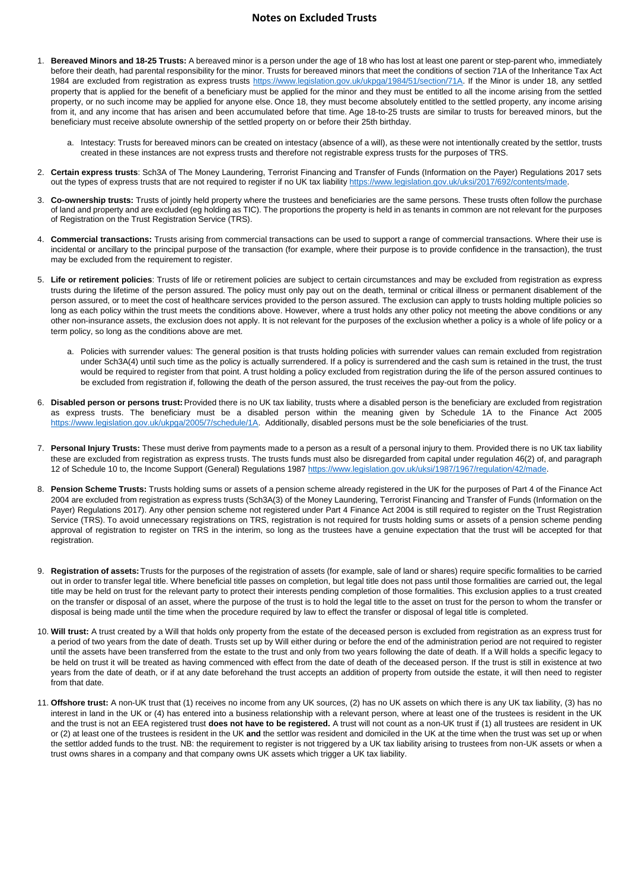# Notes on Excluded Trusts

1. **Bereaved Minors and 18-25 Trusts:** A bereaved minor is a person under the age of 18 who has lost at least one parent or step-parent who, immediately before their death, had parental responsibility for the minor. Trusts for bereaved minors that meet the conditions of section 71A of the Inheritance Tax Act 1984 are excluded from registration as express trusts https://www.legislation.gov.uk/ukpga/1984/51/section/71A. If the Minor is under 18, any settled property that is applied for the benefit of a beneficiary must be applied for the minor and they must be entitled to all the income arising from the settled property, or no such income may be applied for anyone else. Once 18, they must become absolutely entitled to the settled property, any income arising from it, and any income that has arisen and been accumulated before that time. Age 18-to-25 trusts are similar to trusts for bereaved minors, but the beneficiary must receive absolute ownership of the settled property on or before their 25th birthday.

    a. Intestacy: Trusts for bereaved minors can be created on intestacy (absence of a will), as these were not intentionally created by the settlor, trusts created in these instances are not express trusts and therefore not registrable express trusts for the purposes of TRS.

2. **Certain express trusts**: Sch3A of The Money Laundering, Terrorist Financing and Transfer of Funds (Information on the Payer) Regulations 2017 sets out the types of express trusts that are not required to register if no UK tax liability https://www.legislation.gov.uk/uksi/2017/692/contents/made.

3. **Co-ownership trusts:** Trusts of jointly held property where the trustees and beneficiaries are the same persons. These trusts often follow the purchase of land and property and are excluded (eg holding as TIC). The proportions the property is held in as tenants in common are not relevant for the purposes of Registration on the Trust Registration Service (TRS).

4. **Commercial transactions:** Trusts arising from commercial transactions can be used to support a range of commercial transactions. Where their use is incidental or ancillary to the principal purpose of the transaction (for example, where their purpose is to provide confidence in the transaction), the trust may be excluded from the requirement to register.

5. **Life or retirement policies**: Trusts of life or retirement policies are subject to certain circumstances and may be excluded from registration as express trusts during the lifetime of the person assured. The policy must only pay out on the death, terminal or critical illness or permanent disablement of the person assured, or to meet the cost of healthcare services provided to the person assured. The exclusion can apply to trusts holding multiple policies so long as each policy within the trust meets the conditions above. However, where a trust holds any other policy not meeting the above conditions or any other non-insurance assets, the exclusion does not apply. It is not relevant for the purposes of the exclusion whether a policy is a whole of life policy or a term policy, so long as the conditions above are met.

    a. Policies with surrender values: The general position is that trusts holding policies with surrender values can remain excluded from registration under Sch3A(4) until such time as the policy is actually surrendered. If a policy is surrendered and the cash sum is retained in the trust, the trust would be required to register from that point. A trust holding a policy excluded from registration during the life of the person assured continues to be excluded from registration if, following the death of the person assured, the trust receives the pay-out from the policy.

6. **Disabled person or persons trust:** Provided there is no UK tax liability, trusts where a disabled person is the beneficiary are excluded from registration as express trusts. The beneficiary must be a disabled person within the meaning given by Schedule 1A to the Finance Act 2005 https://www.legislation.gov.uk/ukpga/2005/7/schedule/1A. Additionally, disabled persons must be the sole beneficiaries of the trust.

7. **Personal Injury Trusts:** These must derive from payments made to a person as a result of a personal injury to them. Provided there is no UK tax liability these are excluded from registration as express trusts. The trusts funds must also be disregarded from capital under regulation 46(2) of, and paragraph 12 of Schedule 10 to, the Income Support (General) Regulations 1987 https://www.legislation.gov.uk/uksi/1987/1967/regulation/42/made.

8. **Pension Scheme Trusts:** Trusts holding sums or assets of a pension scheme already registered in the UK for the purposes of Part 4 of the Finance Act 2004 are excluded from registration as express trusts (Sch3A(3) of the Money Laundering, Terrorist Financing and Transfer of Funds (Information on the Payer) Regulations 2017). Any other pension scheme not registered under Part 4 Finance Act 2004 is still required to register on the Trust Registration Service (TRS). To avoid unnecessary registrations on TRS, registration is not required for trusts holding sums or assets of a pension scheme pending approval of registration to register on TRS in the interim, so long as the trustees have a genuine expectation that the trust will be accepted for that registration.

9. **Registration of assets:** Trusts for the purposes of the registration of assets (for example, sale of land or shares) require specific formalities to be carried out in order to transfer legal title. Where beneficial title passes on completion, but legal title does not pass until those formalities are carried out, the legal title may be held on trust for the relevant party to protect their interests pending completion of those formalities. This exclusion applies to a trust created on the transfer or disposal of an asset, where the purpose of the trust is to hold the legal title to the asset on trust for the person to whom the transfer or disposal is being made until the time when the procedure required by law to effect the transfer or disposal of legal title is completed.

10. **Will trust:** A trust created by a Will that holds only property from the estate of the deceased person is excluded from registration as an express trust for a period of two years from the date of death. Trusts set up by Will either during or before the end of the administration period are not required to register until the assets have been transferred from the estate to the trust and only from two years following the date of death. If a Will holds a specific legacy to be held on trust it will be treated as having commenced with effect from the date of death of the deceased person. If the trust is still in existence at two years from the date of death, or if at any date beforehand the trust accepts an addition of property from outside the estate, it will then need to register from that date.

11. **Offshore trust:** A non-UK trust that (1) receives no income from any UK sources, (2) has no UK assets on which there is any UK tax liability, (3) has no interest in land in the UK or (4) has entered into a business relationship with a relevant person, where at least one of the trustees is resident in the UK and the trust is not an EEA registered trust **does not have to be registered.** A trust will not count as a non-UK trust if (1) all trustees are resident in UK or (2) at least one of the trustees is resident in the UK **and** the settlor was resident and domiciled in the UK at the time when the trust was set up or when the settlor added funds to the trust. NB: the requirement to register is not triggered by a UK tax liability arising to trustees from non-UK assets or when a trust owns shares in a company and that company owns UK assets which trigger a UK tax liability.